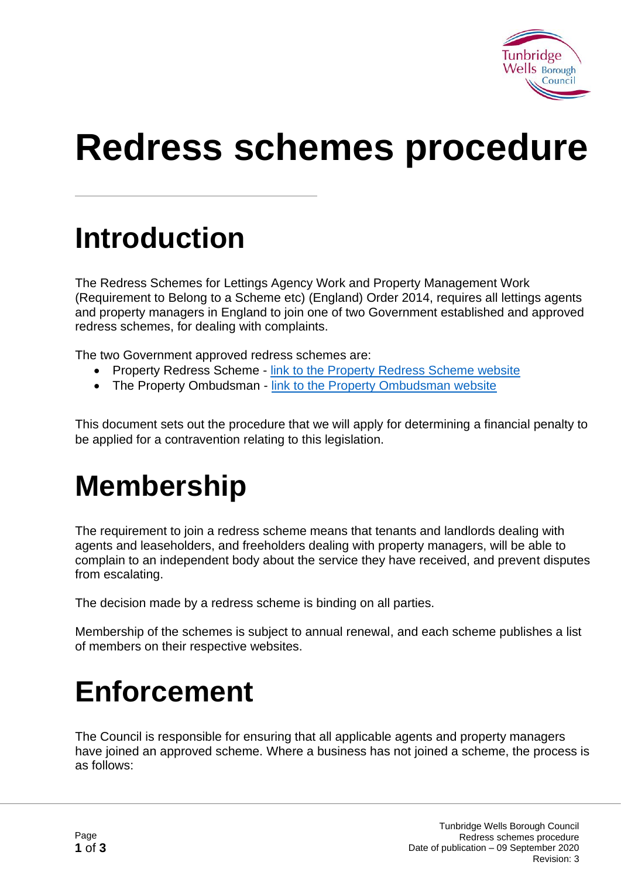# Redress schemes procedure

## Introduction

The Redress Schemes for Lettings Agency Work and Property Management Work (Requirement to Belong to a Scheme etc) (England) Order 2014, requires all lettings agents and property managers in England to join one of two Government established and approved redress schemes, for dealing with complaints.

The two Government approved redress schemes are:

- Property Redress Scheme - link to the Property Redress Scheme website
- The Property Ombudsman - link to the Property Ombudsman website

This document sets out the procedure that we will apply for determining a financial penalty to be applied for a contravention relating to this legislation.

## Membership

The requirement to join a redress scheme means that tenants and landlords dealing with agents and leaseholders, and freeholders dealing with property managers, will be able to complain to an independent body about the service they have received, and prevent disputes from escalating.

The decision made by a redress scheme is binding on all parties.

Membership of the schemes is subject to annual renewal, and each scheme publishes a list of members on their respective websites.

## Enforcement

The Council is responsible for ensuring that all applicable agents and property managers have joined an approved scheme. Where a business has not joined a scheme, the process is as follows: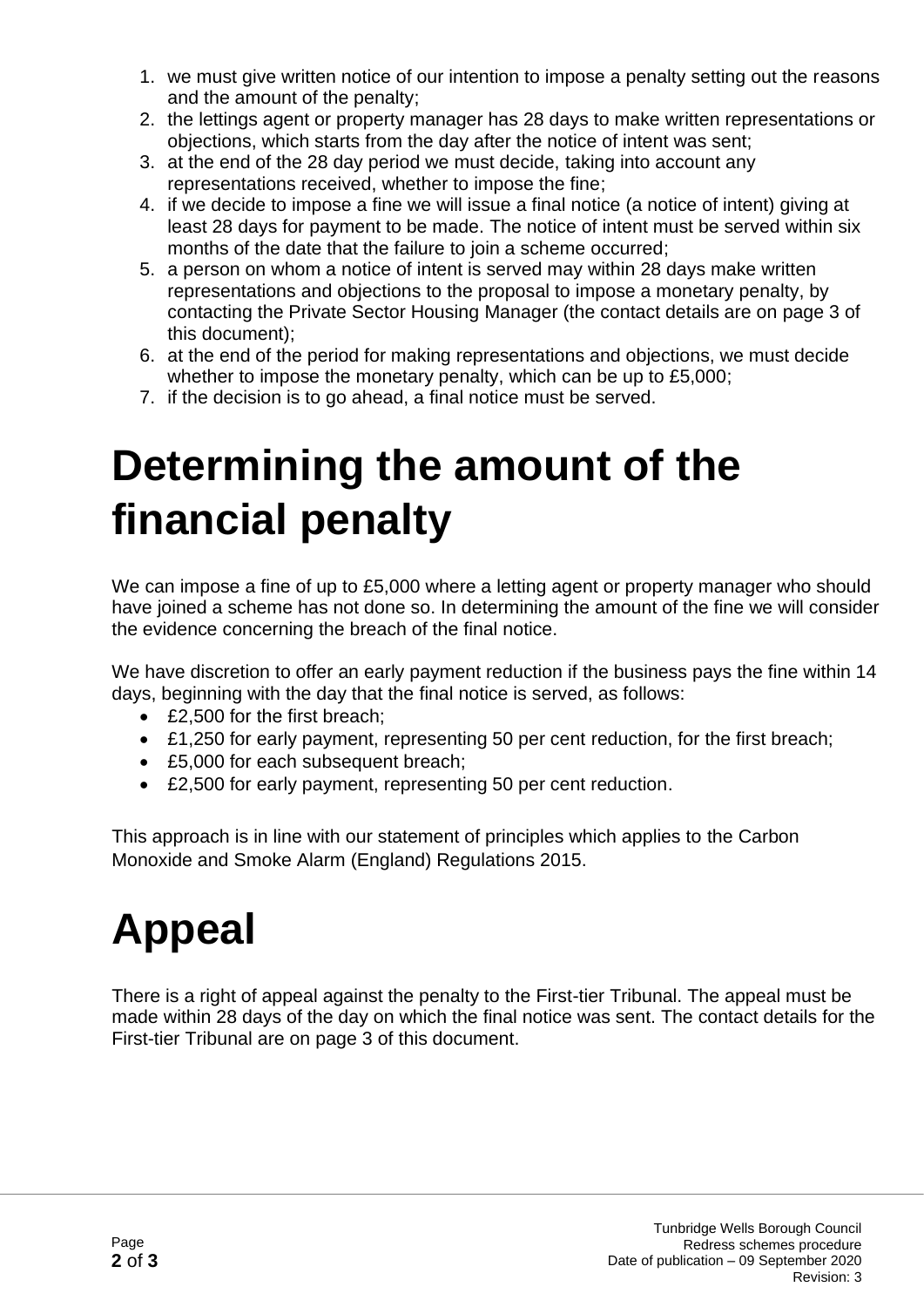1. we must give written notice of our intention to impose a penalty setting out the reasons and the amount of the penalty;
2. the lettings agent or property manager has 28 days to make written representations or objections, which starts from the day after the notice of intent was sent;
3. at the end of the 28 day period we must decide, taking into account any representations received, whether to impose the fine;
4. if we decide to impose a fine we will issue a final notice (a notice of intent) giving at least 28 days for payment to be made. The notice of intent must be served within six months of the date that the failure to join a scheme occurred;
5. a person on whom a notice of intent is served may within 28 days make written representations and objections to the proposal to impose a monetary penalty, by contacting the Private Sector Housing Manager (the contact details are on page 3 of this document);
6. at the end of the period for making representations and objections, we must decide whether to impose the monetary penalty, which can be up to £5,000;
7. if the decision is to go ahead, a final notice must be served.

# Determining the amount of the financial penalty

We can impose a fine of up to £5,000 where a letting agent or property manager who should have joined a scheme has not done so. In determining the amount of the fine we will consider the evidence concerning the breach of the final notice.

We have discretion to offer an early payment reduction if the business pays the fine within 14 days, beginning with the day that the final notice is served, as follows:

- £2,500 for the first breach;
- £1,250 for early payment, representing 50 per cent reduction, for the first breach;
- £5,000 for each subsequent breach;
- £2,500 for early payment, representing 50 per cent reduction.

This approach is in line with our statement of principles which applies to the Carbon Monoxide and Smoke Alarm (England) Regulations 2015.

# Appeal

There is a right of appeal against the penalty to the First-tier Tribunal. The appeal must be made within 28 days of the day on which the final notice was sent. The contact details for the First-tier Tribunal are on page 3 of this document.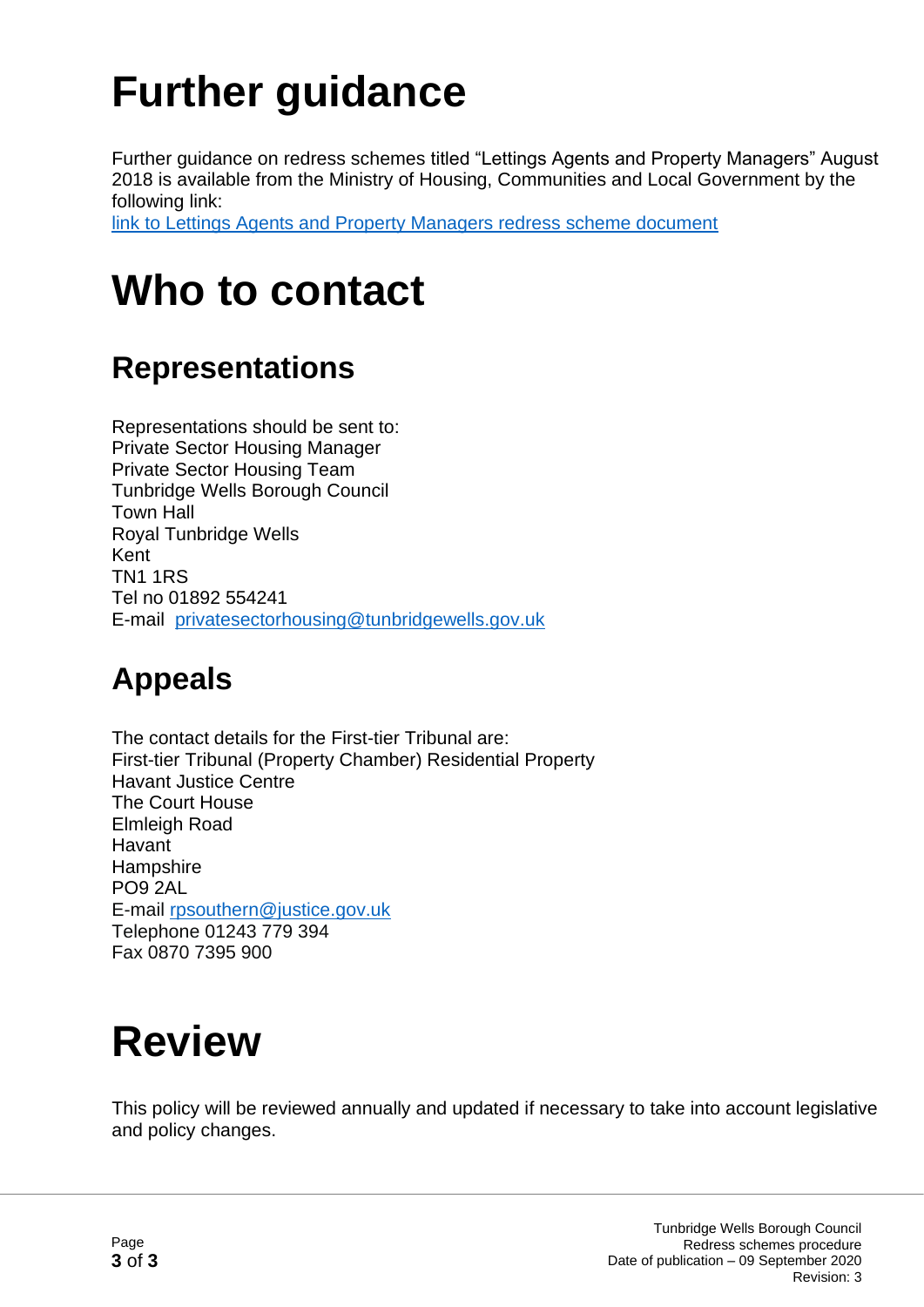# Further guidance

Further guidance on redress schemes titled "Lettings Agents and Property Managers" August 2018 is available from the Ministry of Housing, Communities and Local Government by the following link:
[link to Lettings Agents and Property Managers redress scheme document]

# Who to contact

## Representations

Representations should be sent to:
Private Sector Housing Manager
Private Sector Housing Team
Tunbridge Wells Borough Council
Town Hall
Royal Tunbridge Wells
Kent
TN1 1RS
Tel no 01892 554241
E-mail privatesectorhousing@tunbridgewells.gov.uk

## Appeals

The contact details for the First-tier Tribunal are:
First-tier Tribunal (Property Chamber) Residential Property
Havant Justice Centre
The Court House
Elmleigh Road
Havant
Hampshire
PO9 2AL
E-mail rpsouthern@justice.gov.uk
Telephone 01243 779 394
Fax 0870 7395 900

# Review

This policy will be reviewed annually and updated if necessary to take into account legislative and policy changes.